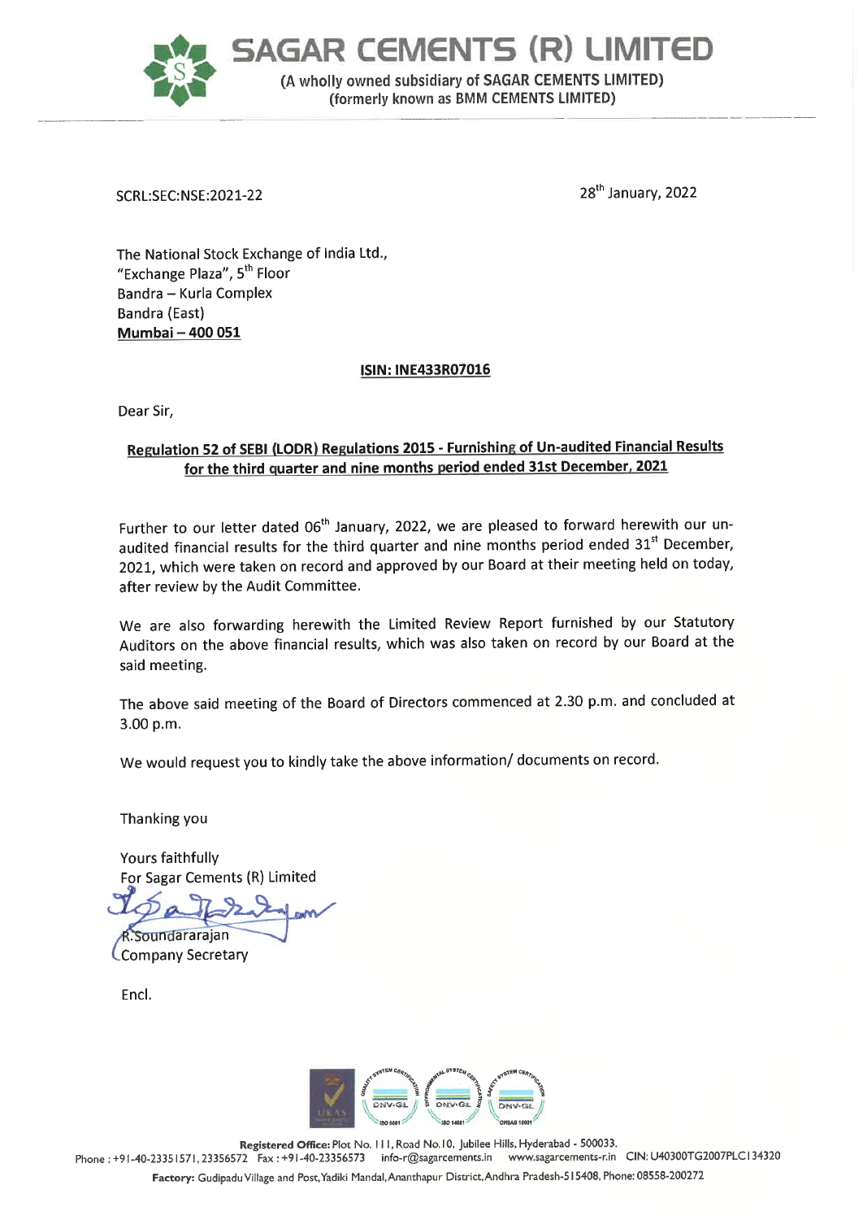# SAGAR CEMENTS (R) LIMITED

(A wholly owned subsidiary of SAGAR CEMENTS LIMITED)
(formerly known as BMM CEMENTS LIMITED)

SCRL:SEC:NSE:2021-22

28th January, 2022

The National Stock Exchange of India Ltd.,
"Exchange Plaza", 5th Floor
Bandra – Kurla Complex
Bandra (East)
**Mumbai – 400 051**

**ISIN: INE433R07016**

Dear Sir,

**Regulation 52 of SEBI (LODR) Regulations 2015 - Furnishing of Un-audited Financial Results for the third quarter and nine months period ended 31st December, 2021**

Further to our letter dated 06th January, 2022, we are pleased to forward herewith our un-audited financial results for the third quarter and nine months period ended 31st December, 2021, which were taken on record and approved by our Board at their meeting held on today, after review by the Audit Committee.

We are also forwarding herewith the Limited Review Report furnished by our Statutory Auditors on the above financial results, which was also taken on record by our Board at the said meeting.

The above said meeting of the Board of Directors commenced at 2.30 p.m. and concluded at 3.00 p.m.

We would request you to kindly take the above information/ documents on record.

Thanking you

Yours faithfully
For Sagar Cements (R) Limited

R.Soundararajan
Company Secretary

Encl.

**Registered Office:** Plot No. 111, Road No.10, Jubilee Hills, Hyderabad - 500033.
Phone : +91-40-23351571, 23356572 Fax : +91-40-23356573 info-r@sagarcements.in www.sagarcements-r.in CIN: U40300TG2007PLC134320
**Factory:** Gudipadu Village and Post, Yadiki Mandal, Ananthapur District, Andhra Pradesh-515408, Phone: 08558-200272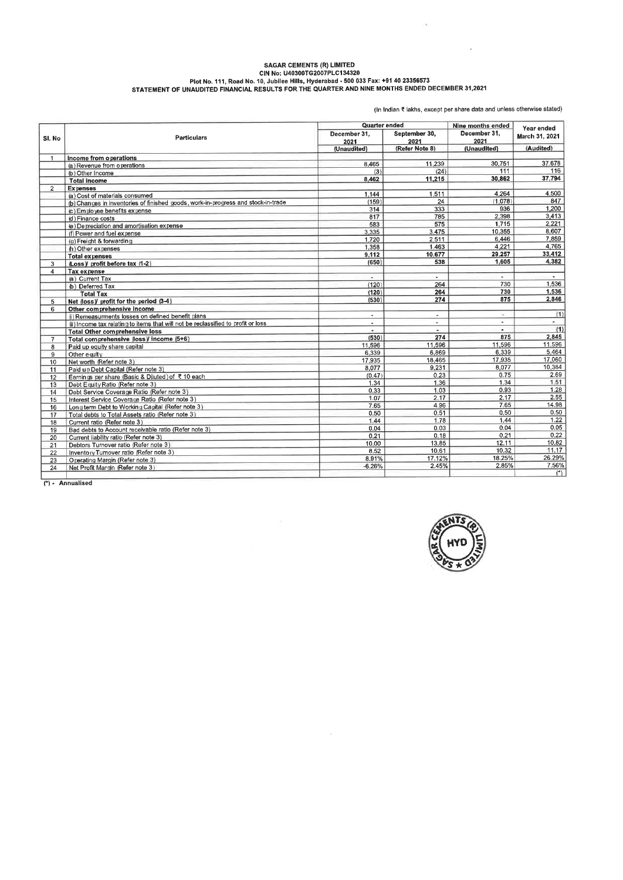**SAGAR CEMENTS (R) LIMITED**
**CIN No: U40300TG2007PLC134320**
**Plot No. 111, Road No. 10, Jubilee Hills, Hyderabad - 500 033 Fax: +91 40 23356573**
**STATEMENT OF UNAUDITED FINANCIAL RESULTS FOR THE QUARTER AND NINE MONTHS ENDED DECEMBER 31,2021**

(In Indian ₹ lakhs, except per share data and unless otherwise stated)

| Sl. No | Particulars | Quarter ended | | Nine months ended | Year ended |
|---|---|---|---|---|---|
| | | December 31, 2021 | September 30, 2021 | December 31, 2021 | March 31, 2021 |
| | | (Unaudited) | (Refer Note 8) | (Unaudited) | (Audited) |
| 1 | **Income from operations** | | | | |
| | (a) Revenue from operations | 8,465 | 11,239 | 30,751 | 37,678 |
| | (b) Other Income | (3) | (24) | 111 | 116 |
| | **Total income** | **8,462** | **11,215** | **30,862** | **37,794** |
| 2 | **Expenses** | | | | |
| | (a) Cost of materials consumed | 1,144 | 1,511 | 4,264 | 4,500 |
| | (b) Changes in inventories of finished goods, work-in-progress and stock-in-trade | (159) | 24 | (1,078) | 847 |
| | (c) Employee benefits expense | 314 | 333 | 936 | 1,200 |
| | (d) Finance costs | 817 | 785 | 2,398 | 3,413 |
| | (e) Depreciation and amortisation expense | 583 | 575 | 1,715 | 2,221 |
| | (f) Power and fuel expense | 3,335 | 3,475 | 10,355 | 8,607 |
| | (g) Freight & forwarding | 1,720 | 2,511 | 6,446 | 7,859 |
| | (h) Other expenses | 1,358 | 1,463 | 4,221 | 4,765 |
| | **Total expenses** | **9,112** | **10,677** | **29,257** | **33,412** |
| 3 | **(Loss)/ profit before tax (1-2)** | **(650)** | **538** | **1,605** | **4,382** |
| 4 | **Tax expense** | | | | |
| | (a) Current Tax | - | - | - | - |
| | (b) Deferred Tax | (120) | 264 | 730 | 1,536 |
| | **Total Tax** | **(120)** | **264** | **730** | **1,536** |
| 5 | **Net (loss)/ profit for the period (3-4)** | **(530)** | **274** | **875** | **2,846** |
| 6 | **Other comprehensive income** | | | | |
| | (i) Remeasurments losses on defined benefit plans | - | - | - | (1) |
| | (ii) Income tax relating to items that will not be reclassified to profit or loss | - | - | - | - |
| | **Total Other comprehensive loss** | - | - | - | **(1)** |
| 7 | **Total comprehensive (loss)/ income (5+6)** | **(530)** | **274** | **875** | **2,845** |
| 8 | Paid up equity share capital | 11,596 | 11,596 | 11,596 | 11,596 |
| 9 | Other equity | 6,339 | 6,869 | 6,339 | 5,464 |
| 10 | Net worth (Refer note 3) | 17,935 | 18,465 | 17,935 | 17,060 |
| 11 | Paid up Debt Capital (Refer note 3) | 8,077 | 9,231 | 8,077 | 10,384 |
| 12 | Earnings per share (Basic & Diluted) of ₹ 10 each | (0.47) | 0.23 | 0.75 | 2.69 |
| 13 | Debt Equity Ratio (Refer note 3) | 1.34 | 1.36 | 1.34 | 1.51 |
| 14 | Debt Service Coverage Ratio (Refer note 3) | 0.33 | 1.03 | 0.93 | 1.28 |
| 15 | Interest Service Coverage Ratio (Refer note 3) | 1.07 | 2.17 | 2.17 | 2.55 |
| 16 | Long term Debt to Working Capital (Refer note 3) | 7.65 | 4.96 | 7.65 | 14.98 |
| 17 | Total debts to Total Assets ratio (Refer note 3) | 0.50 | 0.51 | 0.50 | 0.50 |
| 18 | Current ratio (Refer note 3) | 1.44 | 1.78 | 1.44 | 1.22 |
| 19 | Bad debts to Account receivable ratio (Refer note 3) | 0.04 | 0.03 | 0.04 | 0.05 |
| 20 | Current liability ratio (Refer note 3) | 0.21 | 0.18 | 0.21 | 0.22 |
| 21 | Debtors Turnover ratio (Refer note 3) | 10.00 | 13.85 | 12.11 | 10.82 |
| 22 | Inventory Turnover ratio (Refer note 3) | 8.52 | 10.61 | 10.32 | 11.17 |
| 23 | Operating Margin (Refer note 3) | 8.91% | 17.12% | 18.25% | 26.29% |
| 24 | Net Profit Margin (Refer note 3) | -6.26% | 2.45% | 2.85% | 7.56% |
| | | | | | (*) |

(*) - Annualised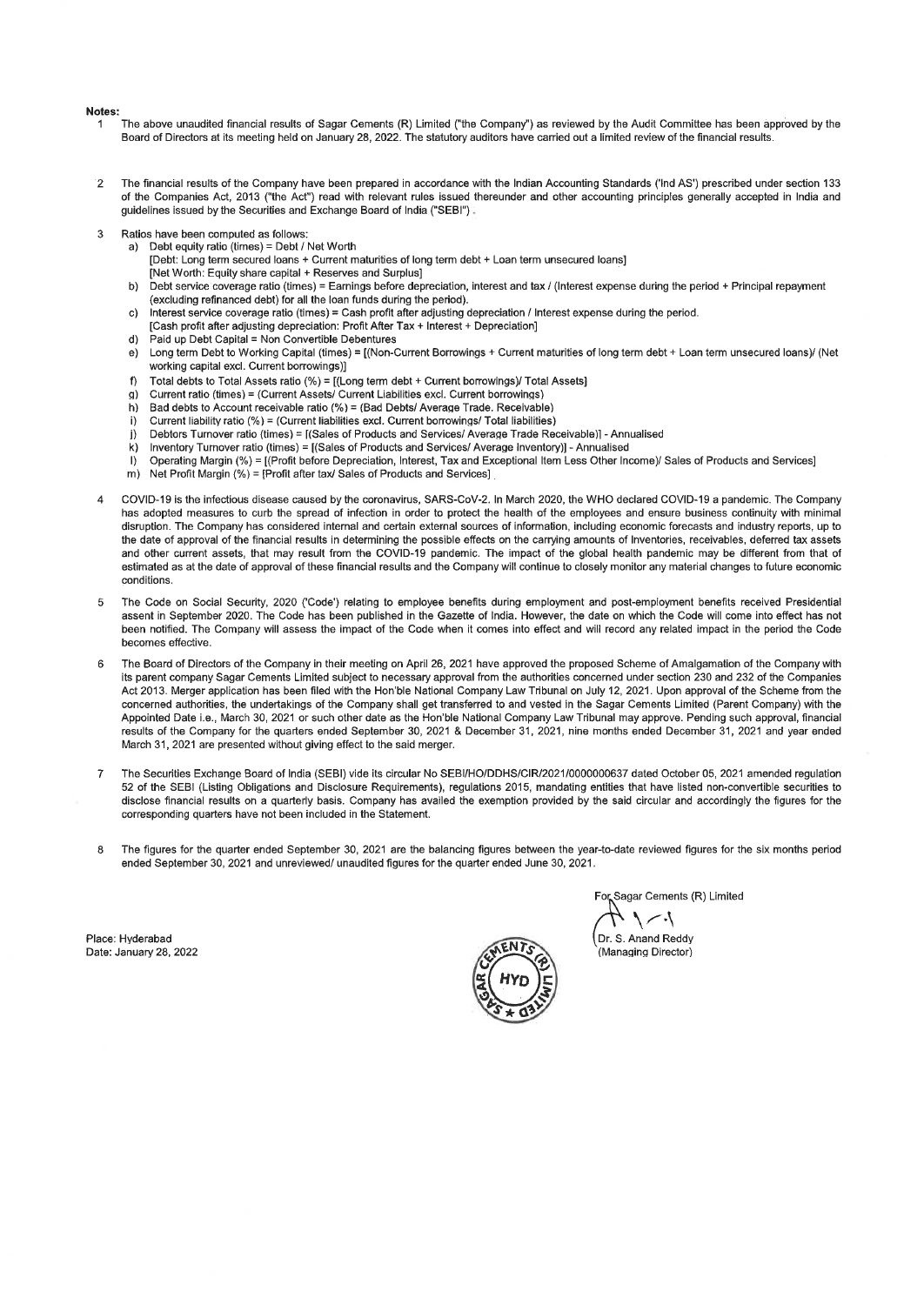**Notes:**

1. The above unaudited financial results of Sagar Cements (R) Limited ("the Company") as reviewed by the Audit Committee has been approved by the Board of Directors at its meeting held on January 28, 2022. The statutory auditors have carried out a limited review of the financial results.

2. The financial results of the Company have been prepared in accordance with the Indian Accounting Standards ('Ind AS') prescribed under section 133 of the Companies Act, 2013 ("the Act") read with relevant rules issued thereunder and other accounting principles generally accepted in India and guidelines issued by the Securities and Exchange Board of India ("SEBI").

3. Ratios have been computed as follows:
   a) Debt equity ratio (times) = Debt / Net Worth
      [Debt: Long term secured loans + Current maturities of long term debt + Loan term unsecured loans]
      [Net Worth: Equity share capital + Reserves and Surplus]
   b) Debt service coverage ratio (times) = Earnings before depreciation, interest and tax / (Interest expense during the period + Principal repayment (excluding refinanced debt) for all the loan funds during the period).
   c) Interest service coverage ratio (times) = Cash profit after adjusting depreciation / Interest expense during the period.
      [Cash profit after adjusting depreciation: Profit After Tax + Interest + Depreciation]
   d) Paid up Debt Capital = Non Convertible Debentures
   e) Long term Debt to Working Capital (times) = [(Non-Current Borrowings + Current maturities of long term debt + Loan term unsecured loans)/ (Net working capital excl. Current borrowings)]
   f) Total debts to Total Assets ratio (%) = [(Long term debt + Current borrowings)/ Total Assets]
   g) Current ratio (times) = (Current Assets/ Current Liabilities excl. Current borrowings)
   h) Bad debts to Account receivable ratio (%) = (Bad Debts/ Average Trade. Receivable)
   i) Current liability ratio (%) = (Current liabilities excl. Current borrowings/ Total liabilities)
   j) Debtors Turnover ratio (times) = [(Sales of Products and Services/ Average Trade Receivable)] - Annualised
   k) Inventory Turnover ratio (times) = [(Sales of Products and Services/ Average Inventory)] - Annualised
   l) Operating Margin (%) = [(Profit before Depreciation, Interest, Tax and Exceptional Item Less Other Income)/ Sales of Products and Services]
   m) Net Profit Margin (%) = [Profit after tax/ Sales of Products and Services]

4. COVID-19 is the infectious disease caused by the coronavirus, SARS-CoV-2. In March 2020, the WHO declared COVID-19 a pandemic. The Company has adopted measures to curb the spread of infection in order to protect the health of the employees and ensure business continuity with minimal disruption. The Company has considered internal and certain external sources of information, including economic forecasts and industry reports, up to the date of approval of the financial results in determining the possible effects on the carrying amounts of inventories, receivables, deferred tax assets and other current assets, that may result from the COVID-19 pandemic. The impact of the global health pandemic may be different from that of estimated as at the date of approval of these financial results and the Company will continue to closely monitor any material changes to future economic conditions.

5. The Code on Social Security, 2020 ('Code') relating to employee benefits during employment and post-employment benefits received Presidential assent in September 2020. The Code has been published in the Gazette of India. However, the date on which the Code will come into effect has not been notified. The Company will assess the impact of the Code when it comes into effect and will record any related impact in the period the Code becomes effective.

6. The Board of Directors of the Company in their meeting on April 26, 2021 have approved the proposed Scheme of Amalgamation of the Company with its parent company Sagar Cements Limited subject to necessary approval from the authorities concerned under section 230 and 232 of the Companies Act 2013. Merger application has been filed with the Hon'ble National Company Law Tribunal on July 12, 2021. Upon approval of the Scheme from the concerned authorities, the undertakings of the Company shall get transferred to and vested in the Sagar Cements Limited (Parent Company) with the Appointed Date i.e., March 30, 2021 or such other date as the Hon'ble National Company Law Tribunal may approve. Pending such approval, financial results of the Company for the quarters ended September 30, 2021 & December 31, 2021, nine months ended December 31, 2021 and year ended March 31, 2021 are presented without giving effect to the said merger.

7. The Securities Exchange Board of India (SEBI) vide its circular No SEBI/HO/DDHS/CIR/2021/0000000637 dated October 05, 2021 amended regulation 52 of the SEBI (Listing Obligations and Disclosure Requirements), regulations 2015, mandating entities that have listed non-convertible securities to disclose financial results on a quarterly basis. Company has availed the exemption provided by the said circular and accordingly the figures for the corresponding quarters have not been included in the Statement.

8. The figures for the quarter ended September 30, 2021 are the balancing figures between the year-to-date reviewed figures for the six months period ended September 30, 2021 and unreviewed/ unaudited figures for the quarter ended June 30, 2021.

For Sagar Cements (R) Limited

Dr. S. Anand Reddy
(Managing Director)

Place: Hyderabad
Date: January 28, 2022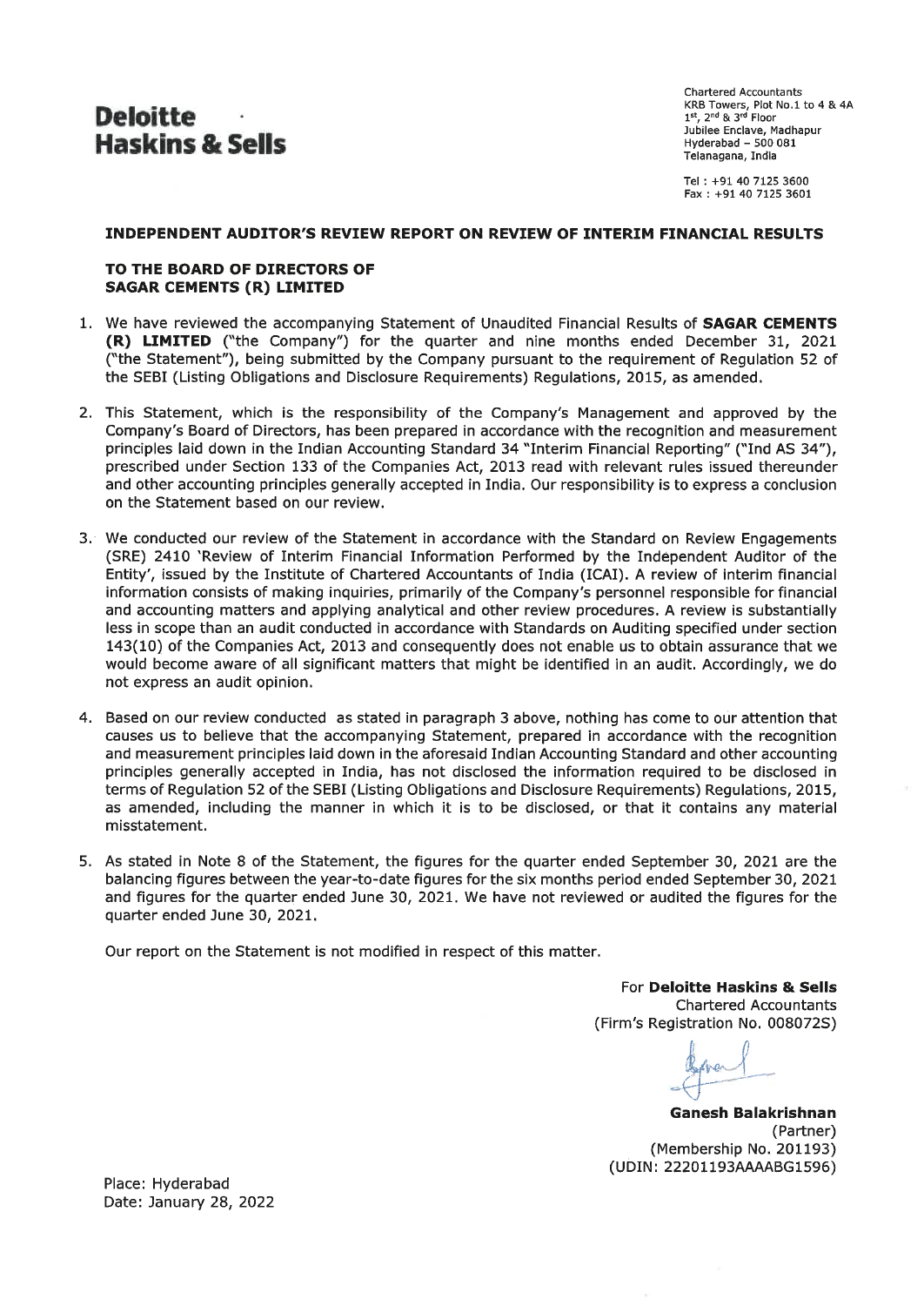**Deloitte Haskins & Sells**

Chartered Accountants
KRB Towers, Plot No.1 to 4 & 4A
1st, 2nd & 3rd Floor
Jubilee Enclave, Madhapur
Hyderabad – 500 081
Telanagana, India

Tel : +91 40 7125 3600
Fax : +91 40 7125 3601

## INDEPENDENT AUDITOR'S REVIEW REPORT ON REVIEW OF INTERIM FINANCIAL RESULTS

**TO THE BOARD OF DIRECTORS OF**
**SAGAR CEMENTS (R) LIMITED**

1. We have reviewed the accompanying Statement of Unaudited Financial Results of **SAGAR CEMENTS (R) LIMITED** ("the Company") for the quarter and nine months ended December 31, 2021 ("the Statement"), being submitted by the Company pursuant to the requirement of Regulation 52 of the SEBI (Listing Obligations and Disclosure Requirements) Regulations, 2015, as amended.

2. This Statement, which is the responsibility of the Company's Management and approved by the Company's Board of Directors, has been prepared in accordance with the recognition and measurement principles laid down in the Indian Accounting Standard 34 "Interim Financial Reporting" ("Ind AS 34"), prescribed under Section 133 of the Companies Act, 2013 read with relevant rules issued thereunder and other accounting principles generally accepted in India. Our responsibility is to express a conclusion on the Statement based on our review.

3. We conducted our review of the Statement in accordance with the Standard on Review Engagements (SRE) 2410 'Review of Interim Financial Information Performed by the Independent Auditor of the Entity', issued by the Institute of Chartered Accountants of India (ICAI). A review of interim financial information consists of making inquiries, primarily of the Company's personnel responsible for financial and accounting matters and applying analytical and other review procedures. A review is substantially less in scope than an audit conducted in accordance with Standards on Auditing specified under section 143(10) of the Companies Act, 2013 and consequently does not enable us to obtain assurance that we would become aware of all significant matters that might be identified in an audit. Accordingly, we do not express an audit opinion.

4. Based on our review conducted as stated in paragraph 3 above, nothing has come to our attention that causes us to believe that the accompanying Statement, prepared in accordance with the recognition and measurement principles laid down in the aforesaid Indian Accounting Standard and other accounting principles generally accepted in India, has not disclosed the information required to be disclosed in terms of Regulation 52 of the SEBI (Listing Obligations and Disclosure Requirements) Regulations, 2015, as amended, including the manner in which it is to be disclosed, or that it contains any material misstatement.

5. As stated in Note 8 of the Statement, the figures for the quarter ended September 30, 2021 are the balancing figures between the year-to-date figures for the six months period ended September 30, 2021 and figures for the quarter ended June 30, 2021. We have not reviewed or audited the figures for the quarter ended June 30, 2021.

   Our report on the Statement is not modified in respect of this matter.

For **Deloitte Haskins & Sells**
Chartered Accountants
(Firm's Registration No. 008072S)

**Ganesh Balakrishnan**
(Partner)
(Membership No. 201193)
(UDIN: 22201193AAAABG1596)

Place: Hyderabad
Date: January 28, 2022